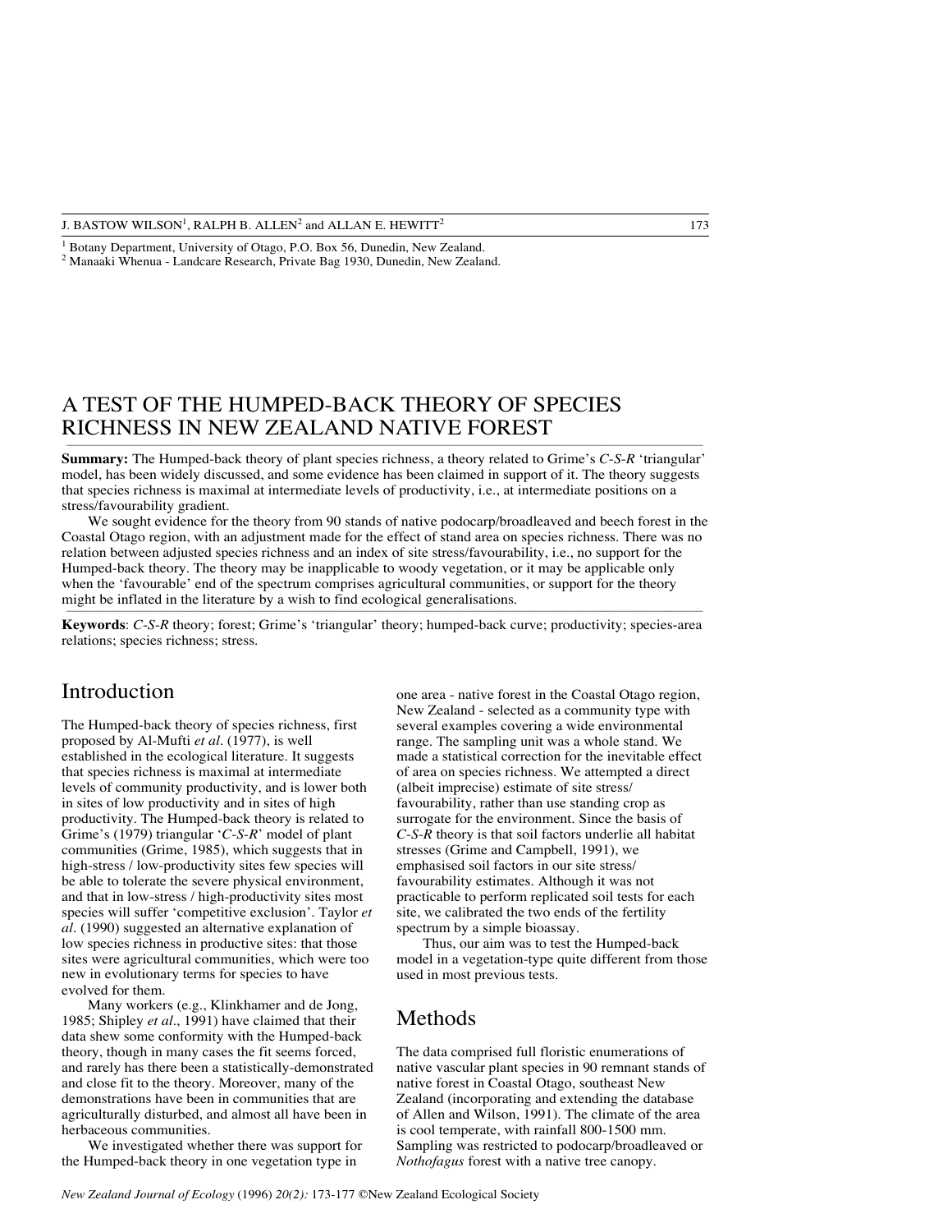J. BASTOW WILSON[1], RALPH B. ALLEN[2] and ALLAN E. HEWITT[2]

[1] Botany Department, University of Otago, P.O. Box 56, Dunedin, New Zealand.
[2] Manaaki Whenua - Landcare Research, Private Bag 1930, Dunedin, New Zealand.

# A TEST OF THE HUMPED-BACK THEORY OF SPECIES RICHNESS IN NEW ZEALAND NATIVE FOREST

**Summary:** The Humped-back theory of plant species richness, a theory related to Grime's *C-S-R* 'triangular' model, has been widely discussed, and some evidence has been claimed in support of it. The theory suggests that species richness is maximal at intermediate levels of productivity, i.e., at intermediate positions on a stress/favourability gradient.

We sought evidence for the theory from 90 stands of native podocarp/broadleaved and beech forest in the Coastal Otago region, with an adjustment made for the effect of stand area on species richness. There was no relation between adjusted species richness and an index of site stress/favourability, i.e., no support for the Humped-back theory. The theory may be inapplicable to woody vegetation, or it may be applicable only when the 'favourable' end of the spectrum comprises agricultural communities, or support for the theory might be inflated in the literature by a wish to find ecological generalisations.

**Keywords**: *C-S-R* theory; forest; Grime's 'triangular' theory; humped-back curve; productivity; species-area relations; species richness; stress.

## Introduction

The Humped-back theory of species richness, first proposed by Al-Mufti *et al*. (1977), is well established in the ecological literature. It suggests that species richness is maximal at intermediate levels of community productivity, and is lower both in sites of low productivity and in sites of high productivity. The Humped-back theory is related to Grime's (1979) triangular '*C-S-R*' model of plant communities (Grime, 1985), which suggests that in high-stress / low-productivity sites few species will be able to tolerate the severe physical environment, and that in low-stress / high-productivity sites most species will suffer 'competitive exclusion'. Taylor *et al*. (1990) suggested an alternative explanation of low species richness in productive sites: that those sites were agricultural communities, which were too new in evolutionary terms for species to have evolved for them.

Many workers (e.g., Klinkhamer and de Jong, 1985; Shipley *et al*., 1991) have claimed that their data shew some conformity with the Humped-back theory, though in many cases the fit seems forced, and rarely has there been a statistically-demonstrated and close fit to the theory. Moreover, many of the demonstrations have been in communities that are agriculturally disturbed, and almost all have been in herbaceous communities.

We investigated whether there was support for the Humped-back theory in one vegetation type in one area - native forest in the Coastal Otago region, New Zealand - selected as a community type with several examples covering a wide environmental range. The sampling unit was a whole stand. We made a statistical correction for the inevitable effect of area on species richness. We attempted a direct (albeit imprecise) estimate of site stress/ favourability, rather than use standing crop as surrogate for the environment. Since the basis of *C-S-R* theory is that soil factors underlie all habitat stresses (Grime and Campbell, 1991), we emphasised soil factors in our site stress/ favourability estimates. Although it was not practicable to perform replicated soil tests for each site, we calibrated the two ends of the fertility spectrum by a simple bioassay.

Thus, our aim was to test the Humped-back model in a vegetation-type quite different from those used in most previous tests.

## Methods

The data comprised full floristic enumerations of native vascular plant species in 90 remnant stands of native forest in Coastal Otago, southeast New Zealand (incorporating and extending the database of Allen and Wilson, 1991). The climate of the area is cool temperate, with rainfall 800-1500 mm. Sampling was restricted to podocarp/broadleaved or *Nothofagus* forest with a native tree canopy.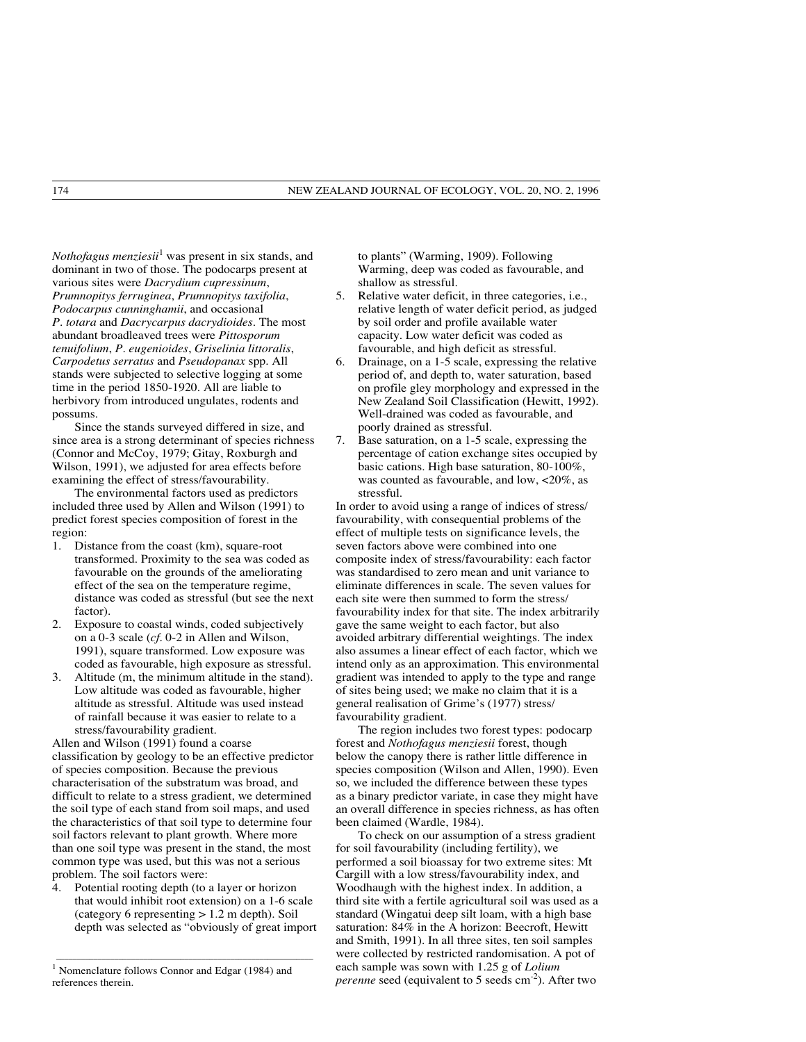*Nothofagus menziesii*[1] was present in six stands, and dominant in two of those. The podocarps present at various sites were *Dacrydium cupressinum*, *Prumnopitys ferruginea*, *Prumnopitys taxifolia*, *Podocarpus cunninghamii*, and occasional *P. totara* and *Dacrycarpus dacrydioides*. The most abundant broadleaved trees were *Pittosporum tenuifolium*, *P. eugenioides*, *Griselinia littoralis*, *Carpodetus serratus* and *Pseudopanax* spp. All stands were subjected to selective logging at some time in the period 1850-1920. All are liable to herbivory from introduced ungulates, rodents and possums.

Since the stands surveyed differed in size, and since area is a strong determinant of species richness (Connor and McCoy, 1979; Gitay, Roxburgh and Wilson, 1991), we adjusted for area effects before examining the effect of stress/favourability.

The environmental factors used as predictors included three used by Allen and Wilson (1991) to predict forest species composition of forest in the region:

1. Distance from the coast (km), square-root transformed. Proximity to the sea was coded as favourable on the grounds of the ameliorating effect of the sea on the temperature regime, distance was coded as stressful (but see the next factor).
2. Exposure to coastal winds, coded subjectively on a 0-3 scale (*cf.* 0-2 in Allen and Wilson, 1991), square transformed. Low exposure was coded as favourable, high exposure as stressful.
3. Altitude (m, the minimum altitude in the stand). Low altitude was coded as favourable, higher altitude as stressful. Altitude was used instead of rainfall because it was easier to relate to a stress/favourability gradient.

Allen and Wilson (1991) found a coarse classification by geology to be an effective predictor of species composition. Because the previous characterisation of the substratum was broad, and difficult to relate to a stress gradient, we determined the soil type of each stand from soil maps, and used the characteristics of that soil type to determine four soil factors relevant to plant growth. Where more than one soil type was present in the stand, the most common type was used, but this was not a serious problem. The soil factors were:

4. Potential rooting depth (to a layer or horizon that would inhibit root extension) on a 1-6 scale (category 6 representing > 1.2 m depth). Soil depth was selected as "obviously of great import to plants" (Warming, 1909). Following Warming, deep was coded as favourable, and shallow as stressful.
5. Relative water deficit, in three categories, i.e., relative length of water deficit period, as judged by soil order and profile available water capacity. Low water deficit was coded as favourable, and high deficit as stressful.
6. Drainage, on a 1-5 scale, expressing the relative period of, and depth to, water saturation, based on profile gley morphology and expressed in the New Zealand Soil Classification (Hewitt, 1992). Well-drained was coded as favourable, and poorly drained as stressful.
7. Base saturation, on a 1-5 scale, expressing the percentage of cation exchange sites occupied by basic cations. High base saturation, 80-100%, was counted as favourable, and low, <20%, as stressful.

In order to avoid using a range of indices of stress/favourability, with consequential problems of the effect of multiple tests on significance levels, the seven factors above were combined into one composite index of stress/favourability: each factor was standardised to zero mean and unit variance to eliminate differences in scale. The seven values for each site were then summed to form the stress/favourability index for that site. The index arbitrarily gave the same weight to each factor, but also avoided arbitrary differential weightings. The index also assumes a linear effect of each factor, which we intend only as an approximation. This environmental gradient was intended to apply to the type and range of sites being used; we make no claim that it is a general realisation of Grime's (1977) stress/favourability gradient.

The region includes two forest types: podocarp forest and *Nothofagus menziesii* forest, though below the canopy there is rather little difference in species composition (Wilson and Allen, 1990). Even so, we included the difference between these types as a binary predictor variate, in case they might have an overall difference in species richness, as has often been claimed (Wardle, 1984).

To check on our assumption of a stress gradient for soil favourability (including fertility), we performed a soil bioassay for two extreme sites: Mt Cargill with a low stress/favourability index, and Woodhaugh with the highest index. In addition, a third site with a fertile agricultural soil was used as a standard (Wingatui deep silt loam, with a high base saturation: 84% in the A horizon: Beecroft, Hewitt and Smith, 1991). In all three sites, ten soil samples were collected by restricted randomisation. A pot of each sample was sown with 1.25 g of *Lolium perenne* seed (equivalent to 5 seeds cm$^{-2}$). After two

[1] Nomenclature follows Connor and Edgar (1984) and references therein.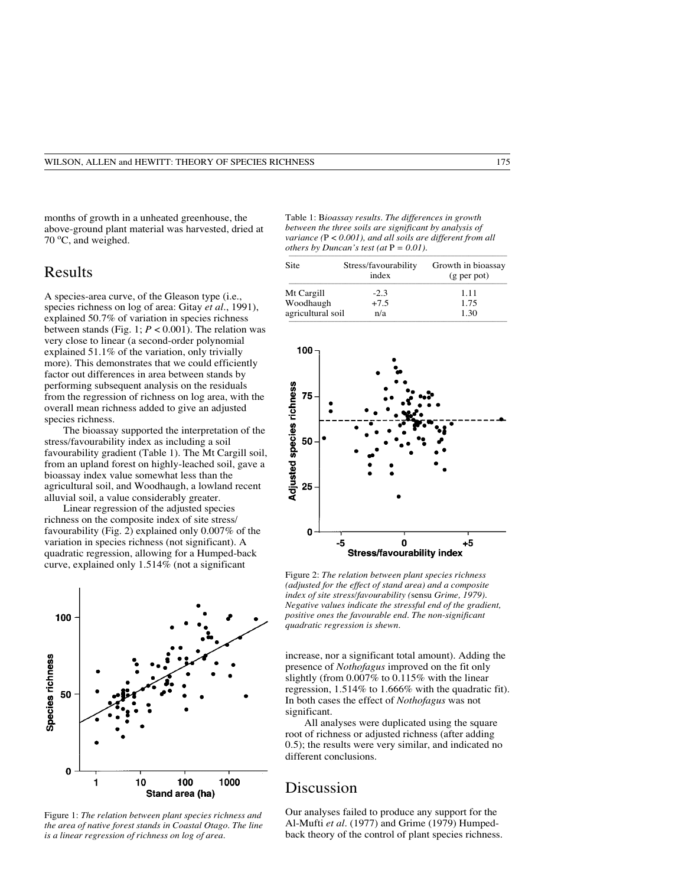months of growth in a unheated greenhouse, the above-ground plant material was harvested, dried at 70 ºC, and weighed.

## Results

A species-area curve, of the Gleason type (i.e., species richness on log of area: Gitay *et al*., 1991), explained 50.7% of variation in species richness between stands (Fig. 1; $P < 0.001$). The relation was very close to linear (a second-order polynomial explained 51.1% of the variation, only trivially more). This demonstrates that we could efficiently factor out differences in area between stands by performing subsequent analysis on the residuals from the regression of richness on log area, with the overall mean richness added to give an adjusted species richness.

The bioassay supported the interpretation of the stress/favourability index as including a soil favourability gradient (Table 1). The Mt Cargill soil, from an upland forest on highly-leached soil, gave a bioassay index value somewhat less than the agricultural soil, and Woodhaugh, a lowland recent alluvial soil, a value considerably greater.

Linear regression of the adjusted species richness on the composite index of site stress/favourability (Fig. 2) explained only 0.007% of the variation in species richness (not significant). A quadratic regression, allowing for a Humped-back curve, explained only 1.514% (not a significant increase, nor a significant total amount). Adding the presence of *Nothofagus* improved on the fit only slightly (from 0.007% to 0.115% with the linear regression, 1.514% to 1.666% with the quadratic fit). In both cases the effect of *Nothofagus* was not significant.

All analyses were duplicated using the square root of richness or adjusted richness (after adding 0.5); the results were very similar, and indicated no different conclusions.

Figure 1: *The relation between plant species richness and the area of native forest stands in Coastal Otago. The line is a linear regression of richness on log of area.*

Table 1: B*ioassay results. The differences in growth between the three soils are significant by analysis of variance (*$P < 0.001$*), and all soils are different from all others by Duncan's test (at* $P = 0.01$*).*

| Site | Stress/favourability index | Growth in bioassay (g per pot) |
|---|---|---|
| Mt Cargill | -2.3 | 1.11 |
| Woodhaugh | +7.5 | 1.75 |
| agricultural soil | n/a | 1.30 |

Figure 2: *The relation between plant species richness (adjusted for the effect of stand area) and a composite index of site stress/favourability (*sensu *Grime, 1979). Negative values indicate the stressful end of the gradient, positive ones the favourable end. The non-significant quadratic regression is shewn.*

## Discussion

Our analyses failed to produce any support for the Al-Mufti *et al*. (1977) and Grime (1979) Humped-back theory of the control of plant species richness.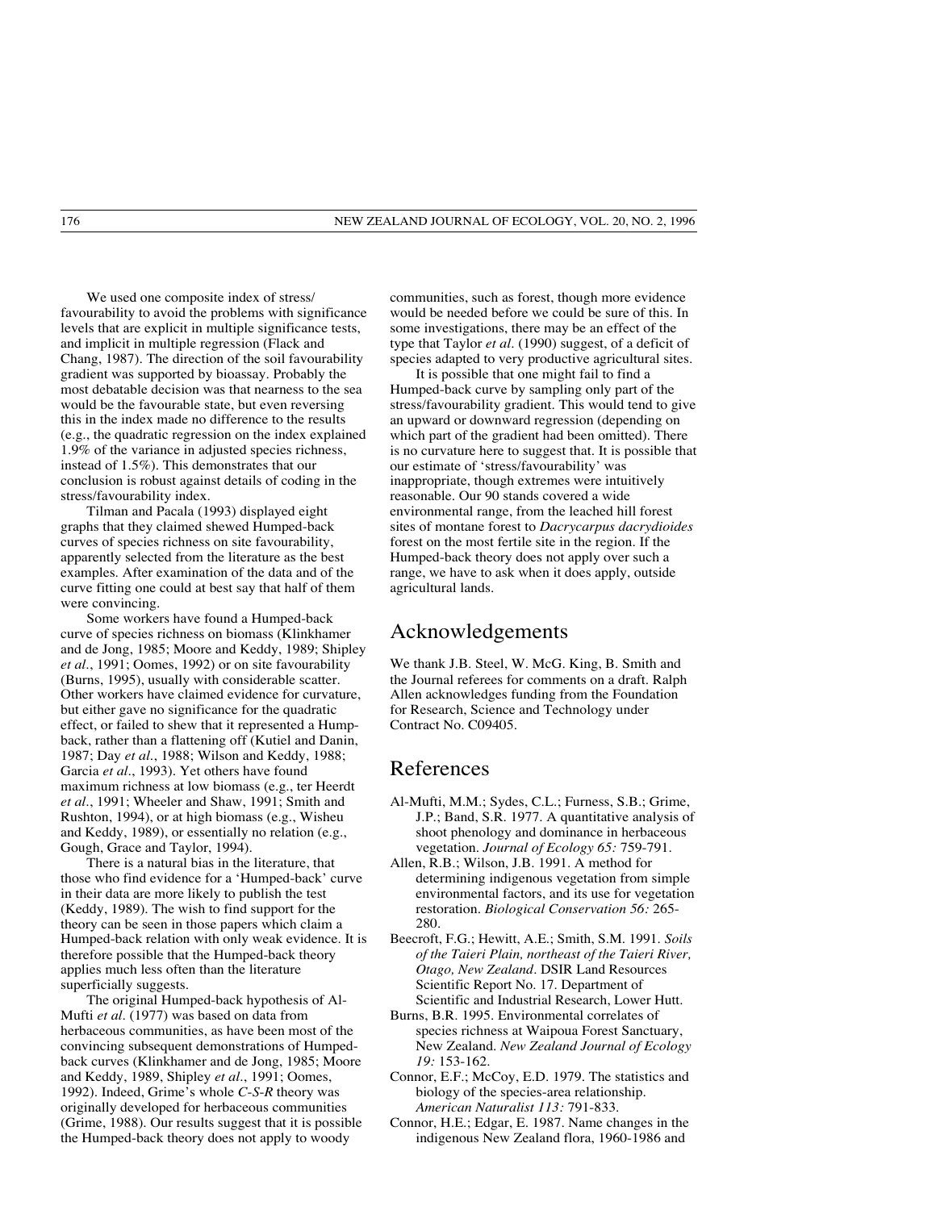We used one composite index of stress/favourability to avoid the problems with significance levels that are explicit in multiple significance tests, and implicit in multiple regression (Flack and Chang, 1987). The direction of the soil favourability gradient was supported by bioassay. Probably the most debatable decision was that nearness to the sea would be the favourable state, but even reversing this in the index made no difference to the results (e.g., the quadratic regression on the index explained 1.9% of the variance in adjusted species richness, instead of 1.5%). This demonstrates that our conclusion is robust against details of coding in the stress/favourability index.

Tilman and Pacala (1993) displayed eight graphs that they claimed shewed Humped-back curves of species richness on site favourability, apparently selected from the literature as the best examples. After examination of the data and of the curve fitting one could at best say that half of them were convincing.

Some workers have found a Humped-back curve of species richness on biomass (Klinkhamer and de Jong, 1985; Moore and Keddy, 1989; Shipley *et al.*, 1991; Oomes, 1992) or on site favourability (Burns, 1995), usually with considerable scatter. Other workers have claimed evidence for curvature, but either gave no significance for the quadratic effect, or failed to shew that it represented a Hump-back, rather than a flattening off (Kutiel and Danin, 1987; Day *et al.*, 1988; Wilson and Keddy, 1988; Garcia *et al.*, 1993). Yet others have found maximum richness at low biomass (e.g., ter Heerdt *et al.*, 1991; Wheeler and Shaw, 1991; Smith and Rushton, 1994), or at high biomass (e.g., Wisheu and Keddy, 1989), or essentially no relation (e.g., Gough, Grace and Taylor, 1994).

There is a natural bias in the literature, that those who find evidence for a 'Humped-back' curve in their data are more likely to publish the test (Keddy, 1989). The wish to find support for the theory can be seen in those papers which claim a Humped-back relation with only weak evidence. It is therefore possible that the Humped-back theory applies much less often than the literature superficially suggests.

The original Humped-back hypothesis of Al-Mufti *et al.* (1977) was based on data from herbaceous communities, as have been most of the convincing subsequent demonstrations of Humped-back curves (Klinkhamer and de Jong, 1985; Moore and Keddy, 1989, Shipley *et al.*, 1991; Oomes, 1992). Indeed, Grime's whole *C-S-R* theory was originally developed for herbaceous communities (Grime, 1988). Our results suggest that it is possible the Humped-back theory does not apply to woody communities, such as forest, though more evidence would be needed before we could be sure of this. In some investigations, there may be an effect of the type that Taylor *et al.* (1990) suggest, of a deficit of species adapted to very productive agricultural sites.

It is possible that one might fail to find a Humped-back curve by sampling only part of the stress/favourability gradient. This would tend to give an upward or downward regression (depending on which part of the gradient had been omitted). There is no curvature here to suggest that. It is possible that our estimate of 'stress/favourability' was inappropriate, though extremes were intuitively reasonable. Our 90 stands covered a wide environmental range, from the leached hill forest sites of montane forest to *Dacrycarpus dacrydioides* forest on the most fertile site in the region. If the Humped-back theory does not apply over such a range, we have to ask when it does apply, outside agricultural lands.

## Acknowledgements

We thank J.B. Steel, W. McG. King, B. Smith and the Journal referees for comments on a draft. Ralph Allen acknowledges funding from the Foundation for Research, Science and Technology under Contract No. C09405.

## References

Al-Mufti, M.M.; Sydes, C.L.; Furness, S.B.; Grime, J.P.; Band, S.R. 1977. A quantitative analysis of shoot phenology and dominance in herbaceous vegetation. *Journal of Ecology 65:* 759-791.

Allen, R.B.; Wilson, J.B. 1991. A method for determining indigenous vegetation from simple environmental factors, and its use for vegetation restoration. *Biological Conservation 56:* 265-280.

Beecroft, F.G.; Hewitt, A.E.; Smith, S.M. 1991. *Soils of the Taieri Plain, northeast of the Taieri River, Otago, New Zealand*. DSIR Land Resources Scientific Report No. 17. Department of Scientific and Industrial Research, Lower Hutt.

Burns, B.R. 1995. Environmental correlates of species richness at Waipoua Forest Sanctuary, New Zealand. *New Zealand Journal of Ecology 19:* 153-162.

Connor, E.F.; McCoy, E.D. 1979. The statistics and biology of the species-area relationship. *American Naturalist 113:* 791-833.

Connor, H.E.; Edgar, E. 1987. Name changes in the indigenous New Zealand flora, 1960-1986 and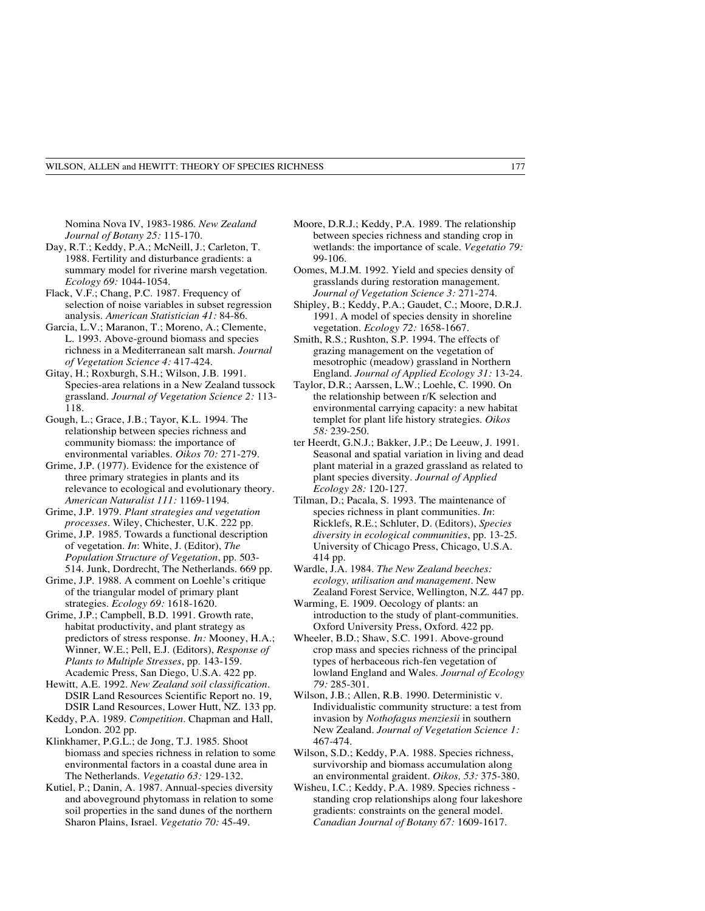Nomina Nova IV, 1983-1986. *New Zealand Journal of Botany 25:* 115-170.

Day, R.T.; Keddy, P.A.; McNeill, J.; Carleton, T. 1988. Fertility and disturbance gradients: a summary model for riverine marsh vegetation. *Ecology 69:* 1044-1054.

Flack, V.F.; Chang, P.C. 1987. Frequency of selection of noise variables in subset regression analysis. *American Statistician 41:* 84-86.

Garcia, L.V.; Maranon, T.; Moreno, A.; Clemente, L. 1993. Above-ground biomass and species richness in a Mediterranean salt marsh. *Journal of Vegetation Science 4:* 417-424.

Gitay, H.; Roxburgh, S.H.; Wilson, J.B. 1991. Species-area relations in a New Zealand tussock grassland. *Journal of Vegetation Science 2:* 113-118.

Gough, L.; Grace, J.B.; Tayor, K.L. 1994. The relationship between species richness and community biomass: the importance of environmental variables. *Oikos 70:* 271-279.

Grime, J.P. (1977). Evidence for the existence of three primary strategies in plants and its relevance to ecological and evolutionary theory. *American Naturalist 111:* 1169-1194.

Grime, J.P. 1979. *Plant strategies and vegetation processes*. Wiley, Chichester, U.K. 222 pp.

Grime, J.P. 1985. Towards a functional description of vegetation. *In*: White, J. (Editor), *The Population Structure of Vegetation*, pp. 503-514. Junk, Dordrecht, The Netherlands. 669 pp.

Grime, J.P. 1988. A comment on Loehle's critique of the triangular model of primary plant strategies. *Ecology 69:* 1618-1620.

Grime, J.P.; Campbell, B.D. 1991. Growth rate, habitat productivity, and plant strategy as predictors of stress response. *In:* Mooney, H.A.; Winner, W.E.; Pell, E.J. (Editors), *Response of Plants to Multiple Stresses*, pp. 143-159. Academic Press, San Diego, U.S.A. 422 pp.

Hewitt, A.E. 1992. *New Zealand soil classification*. DSIR Land Resources Scientific Report no. 19, DSIR Land Resources, Lower Hutt, NZ. 133 pp.

Keddy, P.A. 1989. *Competition*. Chapman and Hall, London. 202 pp.

Klinkhamer, P.G.L.; de Jong, T.J. 1985. Shoot biomass and species richness in relation to some environmental factors in a coastal dune area in The Netherlands. *Vegetatio 63:* 129-132.

Kutiel, P.; Danin, A. 1987. Annual-species diversity and aboveground phytomass in relation to some soil properties in the sand dunes of the northern Sharon Plains, Israel. *Vegetatio 70:* 45-49.

Moore, D.R.J.; Keddy, P.A. 1989. The relationship between species richness and standing crop in wetlands: the importance of scale. *Vegetatio 79:* 99-106.

Oomes, M.J.M. 1992. Yield and species density of grasslands during restoration management. *Journal of Vegetation Science 3:* 271-274.

Shipley, B.; Keddy, P.A.; Gaudet, C.; Moore, D.R.J. 1991. A model of species density in shoreline vegetation. *Ecology 72:* 1658-1667.

Smith, R.S.; Rushton, S.P. 1994. The effects of grazing management on the vegetation of mesotrophic (meadow) grassland in Northern England. *Journal of Applied Ecology 31:* 13-24.

Taylor, D.R.; Aarssen, L.W.; Loehle, C. 1990. On the relationship between r/K selection and environmental carrying capacity: a new habitat templet for plant life history strategies. *Oikos 58:* 239-250.

ter Heerdt, G.N.J.; Bakker, J.P.; De Leeuw, J. 1991. Seasonal and spatial variation in living and dead plant material in a grazed grassland as related to plant species diversity. *Journal of Applied Ecology 28:* 120-127.

Tilman, D.; Pacala, S. 1993. The maintenance of species richness in plant communities. *In*: Ricklefs, R.E.; Schluter, D. (Editors), *Species diversity in ecological communities*, pp. 13-25. University of Chicago Press, Chicago, U.S.A. 414 pp.

Wardle, J.A. 1984. *The New Zealand beeches: ecology, utilisation and management*. New Zealand Forest Service, Wellington, N.Z. 447 pp.

Warming, E. 1909. Oecology of plants: an introduction to the study of plant-communities. Oxford University Press, Oxford. 422 pp.

Wheeler, B.D.; Shaw, S.C. 1991. Above-ground crop mass and species richness of the principal types of herbaceous rich-fen vegetation of lowland England and Wales. *Journal of Ecology 79:* 285-301.

Wilson, J.B.; Allen, R.B. 1990. Deterministic v. Individualistic community structure: a test from invasion by *Nothofagus menziesii* in southern New Zealand. *Journal of Vegetation Science 1:* 467-474.

Wilson, S.D.; Keddy, P.A. 1988. Species richness, survivorship and biomass accumulation along an environmental graident. *Oikos, 53:* 375-380.

Wisheu, I.C.; Keddy, P.A. 1989. Species richness - standing crop relationships along four lakeshore gradients: constraints on the general model. *Canadian Journal of Botany 67:* 1609-1617.